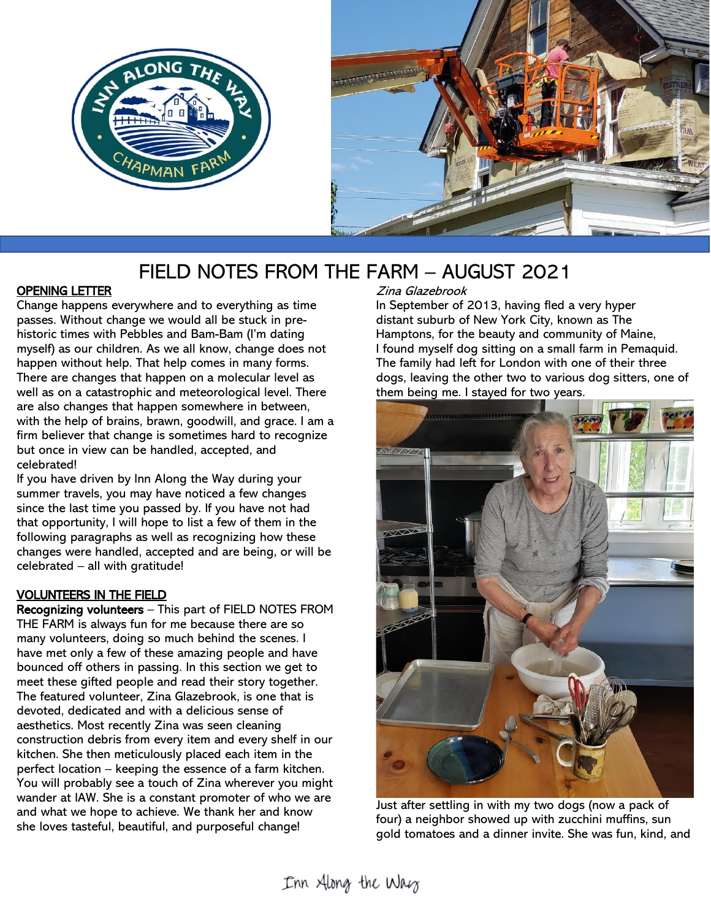# FIELD NOTES FROM THE FARM – AUGUST 2021

## OPENING LETTER

Change happens everywhere and to everything as time passes. Without change we would all be stuck in pre-historic times with Pebbles and Bam-Bam (I'm dating myself) as our children. As we all know, change does not happen without help. That help comes in many forms. There are changes that happen on a molecular level as well as on a catastrophic and meteorological level. There are also changes that happen somewhere in between, with the help of brains, brawn, goodwill, and grace. I am a firm believer that change is sometimes hard to recognize but once in view can be handled, accepted, and celebrated!

If you have driven by Inn Along the Way during your summer travels, you may have noticed a few changes since the last time you passed by. If you have not had that opportunity, I will hope to list a few of them in the following paragraphs as well as recognizing how these changes were handled, accepted and are being, or will be celebrated – all with gratitude!

## VOLUNTEERS IN THE FIELD

**Recognizing volunteers** – This part of FIELD NOTES FROM THE FARM is always fun for me because there are so many volunteers, doing so much behind the scenes. I have met only a few of these amazing people and have bounced off others in passing. In this section we get to meet these gifted people and read their story together. The featured volunteer, Zina Glazebrook, is one that is devoted, dedicated and with a delicious sense of aesthetics. Most recently Zina was seen cleaning construction debris from every item and every shelf in our kitchen. She then meticulously placed each item in the perfect location – keeping the essence of a farm kitchen. You will probably see a touch of Zina wherever you might wander at IAW. She is a constant promoter of who we are and what we hope to achieve. We thank her and know she loves tasteful, beautiful, and purposeful change!

*Zina Glazebrook*

In September of 2013, having fled a very hyper distant suburb of New York City, known as The Hamptons, for the beauty and community of Maine, I found myself dog sitting on a small farm in Pemaquid. The family had left for London with one of their three dogs, leaving the other two to various dog sitters, one of them being me. I stayed for two years.

Just after settling in with my two dogs (now a pack of four) a neighbor showed up with zucchini muffins, sun gold tomatoes and a dinner invite. She was fun, kind, and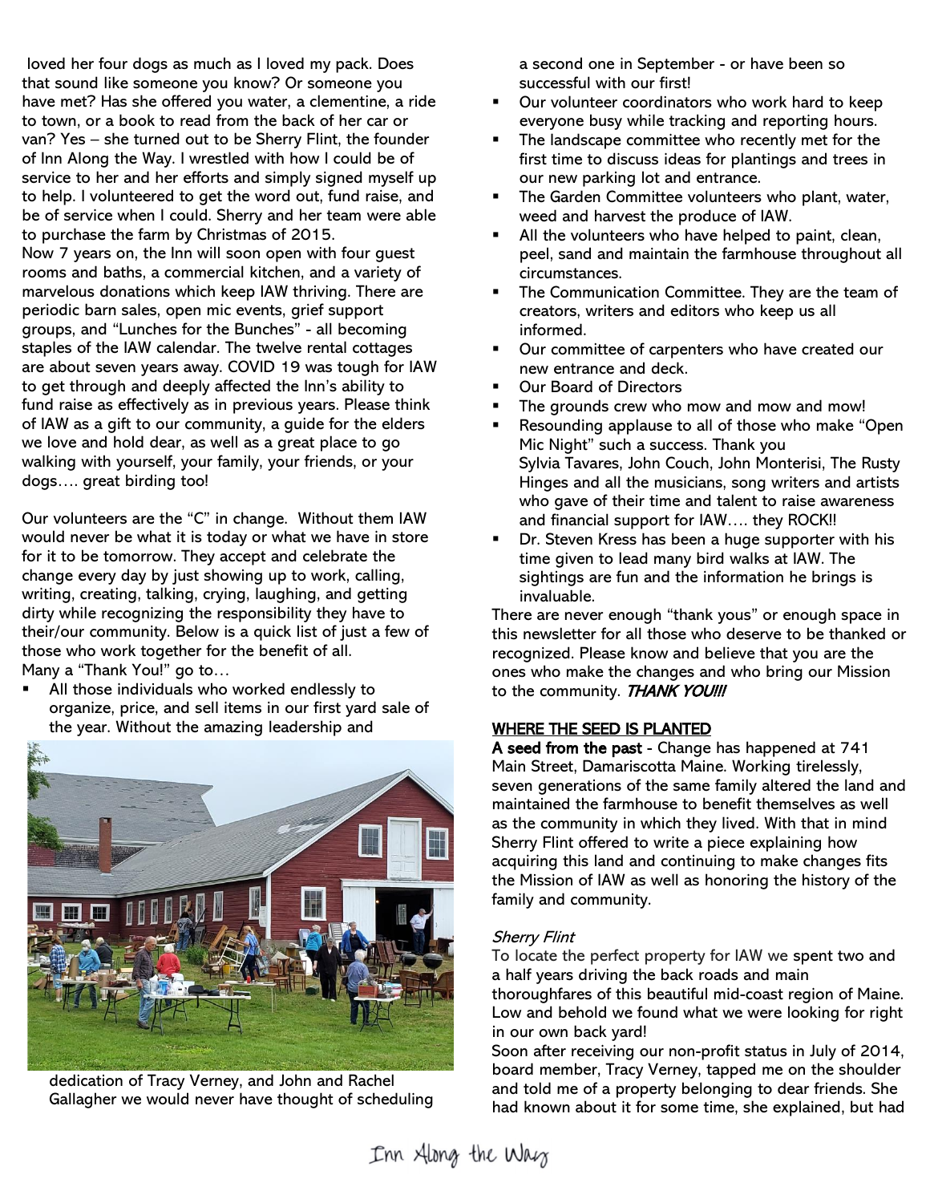loved her four dogs as much as I loved my pack. Does that sound like someone you know? Or someone you have met? Has she offered you water, a clementine, a ride to town, or a book to read from the back of her car or van? Yes – she turned out to be Sherry Flint, the founder of Inn Along the Way. I wrestled with how I could be of service to her and her efforts and simply signed myself up to help. I volunteered to get the word out, fund raise, and be of service when I could. Sherry and her team were able to purchase the farm by Christmas of 2015.
Now 7 years on, the Inn will soon open with four guest rooms and baths, a commercial kitchen, and a variety of marvelous donations which keep IAW thriving. There are periodic barn sales, open mic events, grief support groups, and "Lunches for the Bunches" - all becoming staples of the IAW calendar. The twelve rental cottages are about seven years away. COVID 19 was tough for IAW to get through and deeply affected the Inn's ability to fund raise as effectively as in previous years. Please think of IAW as a gift to our community, a guide for the elders we love and hold dear, as well as a great place to go walking with yourself, your family, your friends, or your dogs…. great birding too!

Our volunteers are the "C" in change. Without them IAW would never be what it is today or what we have in store for it to be tomorrow. They accept and celebrate the change every day by just showing up to work, calling, writing, creating, talking, crying, laughing, and getting dirty while recognizing the responsibility they have to their/our community. Below is a quick list of just a few of those who work together for the benefit of all.
Many a "Thank You!" go to…

- All those individuals who worked endlessly to organize, price, and sell items in our first yard sale of the year. Without the amazing leadership and dedication of Tracy Verney, and John and Rachel Gallagher we would never have thought of scheduling a second one in September - or have been so successful with our first!
- Our volunteer coordinators who work hard to keep everyone busy while tracking and reporting hours.
- The landscape committee who recently met for the first time to discuss ideas for plantings and trees in our new parking lot and entrance.
- The Garden Committee volunteers who plant, water, weed and harvest the produce of IAW.
- All the volunteers who have helped to paint, clean, peel, sand and maintain the farmhouse throughout all circumstances.
- The Communication Committee. They are the team of creators, writers and editors who keep us all informed.
- Our committee of carpenters who have created our new entrance and deck.
- Our Board of Directors
- The grounds crew who mow and mow and mow!
- Resounding applause to all of those who make "Open Mic Night" such a success. Thank you Sylvia Tavares, John Couch, John Monterisi, The Rusty Hinges and all the musicians, song writers and artists who gave of their time and talent to raise awareness and financial support for IAW…. they ROCK!!
- Dr. Steven Kress has been a huge supporter with his time given to lead many bird walks at IAW. The sightings are fun and the information he brings is invaluable.

There are never enough "thank yous" or enough space in this newsletter for all those who deserve to be thanked or recognized. Please know and believe that you are the ones who make the changes and who bring our Mission to the community. ***THANK YOU!!!***

## WHERE THE SEED IS PLANTED

**A seed from the past** - Change has happened at 741 Main Street, Damariscotta Maine. Working tirelessly, seven generations of the same family altered the land and maintained the farmhouse to benefit themselves as well as the community in which they lived. With that in mind Sherry Flint offered to write a piece explaining how acquiring this land and continuing to make changes fits the Mission of IAW as well as honoring the history of the family and community.

*Sherry Flint*

To locate the perfect property for IAW we spent two and a half years driving the back roads and main thoroughfares of this beautiful mid-coast region of Maine. Low and behold we found what we were looking for right in our own back yard!
Soon after receiving our non-profit status in July of 2014, board member, Tracy Verney, tapped me on the shoulder and told me of a property belonging to dear friends. She had known about it for some time, she explained, but had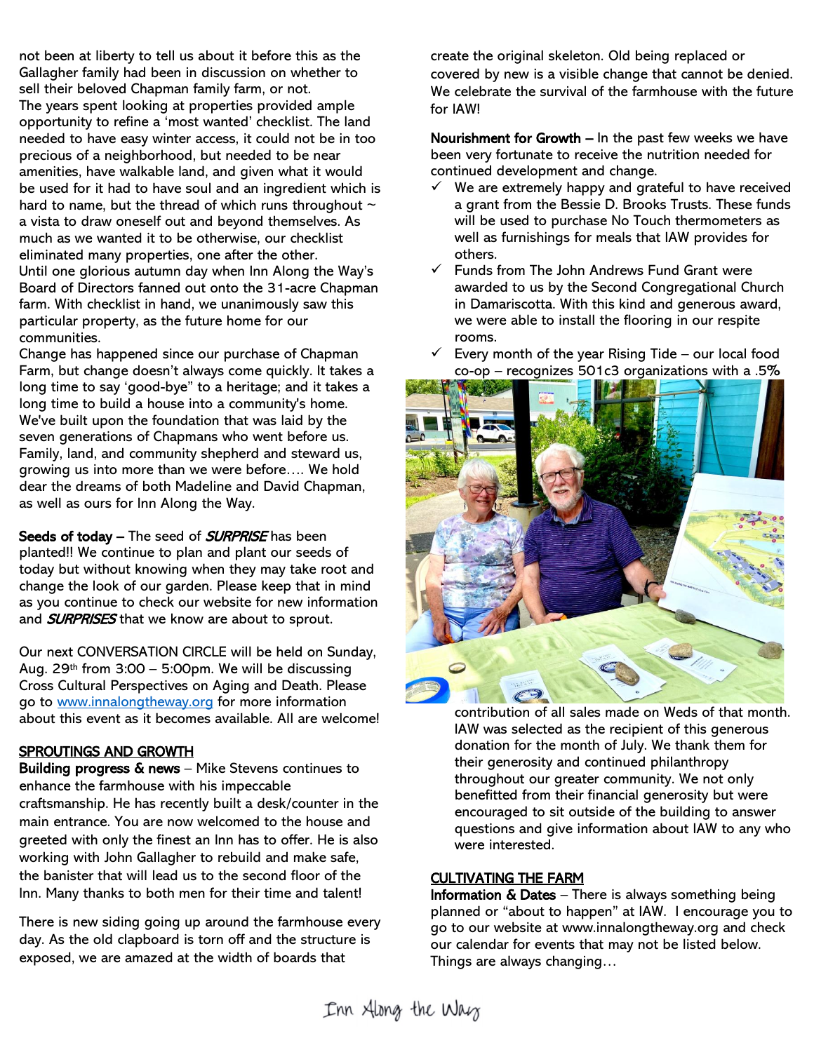not been at liberty to tell us about it before this as the Gallagher family had been in discussion on whether to sell their beloved Chapman family farm, or not.
The years spent looking at properties provided ample opportunity to refine a 'most wanted' checklist. The land needed to have easy winter access, it could not be in too precious of a neighborhood, but needed to be near amenities, have walkable land, and given what it would be used for it had to have soul and an ingredient which is hard to name, but the thread of which runs throughout ~ a vista to draw oneself out and beyond themselves. As much as we wanted it to be otherwise, our checklist eliminated many properties, one after the other.
Until one glorious autumn day when Inn Along the Way's Board of Directors fanned out onto the 31-acre Chapman farm. With checklist in hand, we unanimously saw this particular property, as the future home for our communities.
Change has happened since our purchase of Chapman Farm, but change doesn't always come quickly. It takes a long time to say 'good-bye" to a heritage; and it takes a long time to build a house into a community's home. We've built upon the foundation that was laid by the seven generations of Chapmans who went before us. Family, land, and community shepherd and steward us, growing us into more than we were before…. We hold dear the dreams of both Madeline and David Chapman, as well as ours for Inn Along the Way.

**Seeds of today** – The seed of ***SURPRISE*** has been planted!! We continue to plan and plant our seeds of today but without knowing when they may take root and change the look of our garden. Please keep that in mind as you continue to check our website for new information and ***SURPRISES*** that we know are about to sprout.

Our next CONVERSATION CIRCLE will be held on Sunday, Aug. 29th from 3:00 – 5:00pm. We will be discussing Cross Cultural Perspectives on Aging and Death. Please go to www.innalongtheway.org for more information about this event as it becomes available. All are welcome!

## SPROUTINGS AND GROWTH

**Building progress & news** – Mike Stevens continues to enhance the farmhouse with his impeccable craftsmanship. He has recently built a desk/counter in the main entrance. You are now welcomed to the house and greeted with only the finest an Inn has to offer. He is also working with John Gallagher to rebuild and make safe, the banister that will lead us to the second floor of the Inn. Many thanks to both men for their time and talent!

There is new siding going up around the farmhouse every day. As the old clapboard is torn off and the structure is exposed, we are amazed at the width of boards that create the original skeleton. Old being replaced or covered by new is a visible change that cannot be denied. We celebrate the survival of the farmhouse with the future for IAW!

**Nourishment for Growth** – In the past few weeks we have been very fortunate to receive the nutrition needed for continued development and change.

- ✓ We are extremely happy and grateful to have received a grant from the Bessie D. Brooks Trusts. These funds will be used to purchase No Touch thermometers as well as furnishings for meals that IAW provides for others.
- ✓ Funds from The John Andrews Fund Grant were awarded to us by the Second Congregational Church in Damariscotta. With this kind and generous award, we were able to install the flooring in our respite rooms.
- ✓ Every month of the year Rising Tide – our local food co-op – recognizes 501c3 organizations with a .5% contribution of all sales made on Weds of that month. IAW was selected as the recipient of this generous donation for the month of July. We thank them for their generosity and continued philanthropy throughout our greater community. We not only benefitted from their financial generosity but were encouraged to sit outside of the building to answer questions and give information about IAW to any who were interested.

## CULTIVATING THE FARM

**Information & Dates** – There is always something being planned or "about to happen" at IAW. I encourage you to go to our website at www.innalongtheway.org and check our calendar for events that may not be listed below. Things are always changing…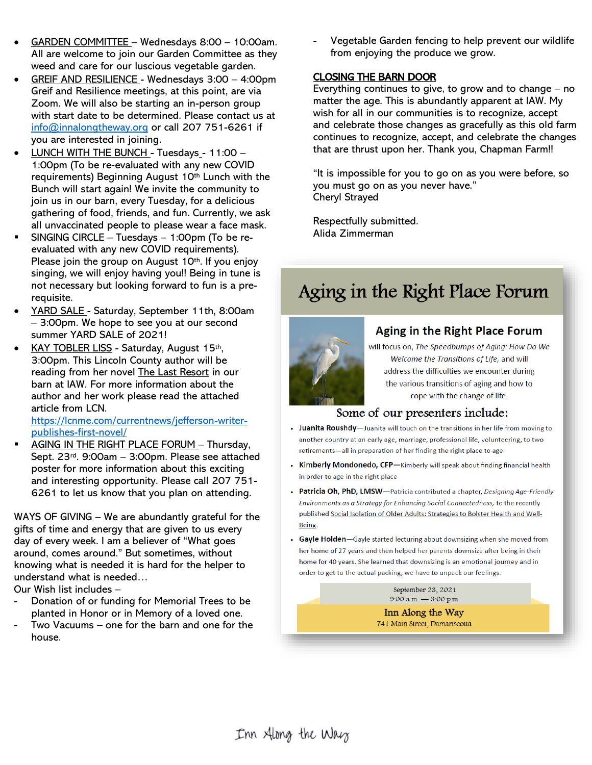- GARDEN COMMITTEE – Wednesdays 8:00 – 10:00am. All are welcome to join our Garden Committee as they weed and care for our luscious vegetable garden.
- GREIF AND RESILIENCE - Wednesdays 3:00 – 4:00pm Greif and Resilience meetings, at this point, are via Zoom. We will also be starting an in-person group with start date to be determined. Please contact us at info@innalongtheway.org or call 207 751-6261 if you are interested in joining.
- LUNCH WITH THE BUNCH - Tuesdays - 11:00 – 1:00pm (To be re-evaluated with any new COVID requirements) Beginning August 10th Lunch with the Bunch will start again! We invite the community to join us in our barn, every Tuesday, for a delicious gathering of food, friends, and fun. Currently, we ask all unvaccinated people to please wear a face mask.
- SINGING CIRCLE – Tuesdays – 1:00pm (To be re-evaluated with any new COVID requirements). Please join the group on August 10th. If you enjoy singing, we will enjoy having you!! Being in tune is not necessary but looking forward to fun is a pre-requisite.
- YARD SALE - Saturday, September 11th, 8:00am – 3:00pm. We hope to see you at our second summer YARD SALE of 2021!
- KAY TOBLER LISS - Saturday, August 15th, 3:00pm. This Lincoln County author will be reading from her novel The Last Resort in our barn at IAW. For more information about the author and her work please read the attached article from LCN. https://lcnme.com/currentnews/jefferson-writer-publishes-first-novel/
- AGING IN THE RIGHT PLACE FORUM – Thursday, Sept. 23rd. 9:00am – 3:00pm. Please see attached poster for more information about this exciting and interesting opportunity. Please call 207 751-6261 to let us know that you plan on attending.

WAYS OF GIVING – We are abundantly grateful for the gifts of time and energy that are given to us every day of every week. I am a believer of "What goes around, comes around." But sometimes, without knowing what is needed it is hard for the helper to understand what is needed…

Our Wish list includes –

- Donation of or funding for Memorial Trees to be planted in Honor or in Memory of a loved one.
- Two Vacuums – one for the barn and one for the house.
- Vegetable Garden fencing to help prevent our wildlife from enjoying the produce we grow.

## CLOSING THE BARN DOOR

Everything continues to give, to grow and to change – no matter the age. This is abundantly apparent at IAW. My wish for all in our communities is to recognize, accept and celebrate those changes as gracefully as this old farm continues to recognize, accept, and celebrate the changes that are thrust upon her. Thank you, Chapman Farm!!

"It is impossible for you to go on as you were before, so you must go on as you never have."
Cheryl Strayed

Respectfully submitted.
Alida Zimmerman

# Aging in the Right Place Forum

## Aging in the Right Place Forum

will focus on, *The Speedbumps of Aging: How Do We Welcome the Transitions of Life,* and will address the difficulties we encounter during the various transitions of aging and how to cope with the change of life.

### Some of our presenters include:

- **Juanita Roushdy**—Juanita will touch on the transitions in her life from moving to another country at an early age, marriage, professional life, volunteering, to two retirements—all in preparation of her finding the right place to age
- **Kimberly Mondonedo, CFP**—Kimberly will speak about finding financial health in order to age in the right place
- **Patricia Oh, PhD, LMSW**—Patricia contributed a chapter, *Designing Age-Friendly Environments as a Strategy for Enhancing Social Connectedness,* to the recently published Social Isolation of Older Adults: Strategies to Bolster Health and Well-Being.
- **Gayle Holden**—Gayle started lecturing about downsizing when she moved from her home of 27 years and then helped her parents downsize after being in their home for 40 years. She learned that downsizing is an emotional journey and in order to get to the actual packing, we have to unpack our feelings.

September 23, 2021
9:00 a.m. — 3:00 p.m.

**Inn Along the Way**
741 Main Street, Damariscotta